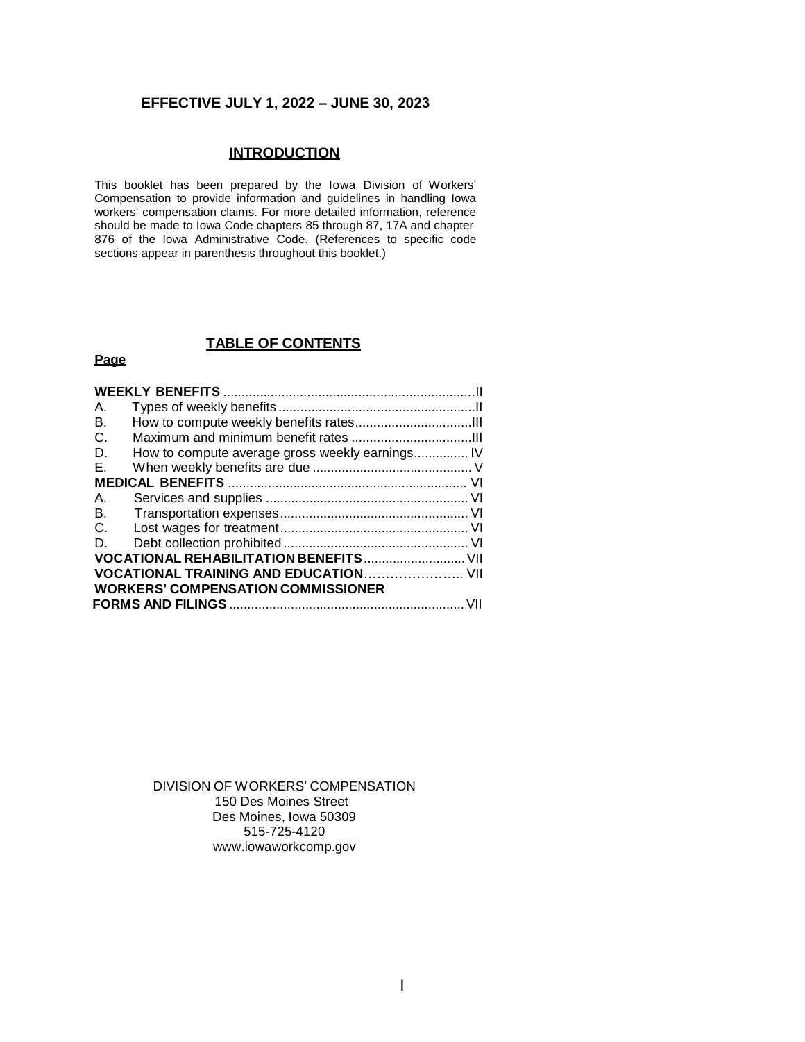**EFFECTIVE JULY 1, 2022 – JUNE 30, 2023**

## INTRODUCTION

This booklet has been prepared by the Iowa Division of Workers' Compensation to provide information and guidelines in handling Iowa workers' compensation claims. For more detailed information, reference should be made to Iowa Code chapters 85 through 87, 17A and chapter 876 of the Iowa Administrative Code. (References to specific code sections appear in parenthesis throughout this booklet.)

## TABLE OF CONTENTS

| | Page |
|---|---|
| **WEEKLY BENEFITS** | II |
| A. Types of weekly benefits | II |
| B. How to compute weekly benefits rates | III |
| C. Maximum and minimum benefit rates | III |
| D. How to compute average gross weekly earnings | IV |
| E. When weekly benefits are due | V |
| **MEDICAL BENEFITS** | VI |
| A. Services and supplies | VI |
| B. Transportation expenses | VI |
| C. Lost wages for treatment | VI |
| D. Debt collection prohibited | VI |
| **VOCATIONAL REHABILITATION BENEFITS** | VII |
| **VOCATIONAL TRAINING AND EDUCATION** | VII |
| **WORKERS' COMPENSATION COMMISSIONER FORMS AND FILINGS** | VII |

DIVISION OF WORKERS' COMPENSATION
150 Des Moines Street
Des Moines, Iowa 50309
515-725-4120
www.iowaworkcomp.gov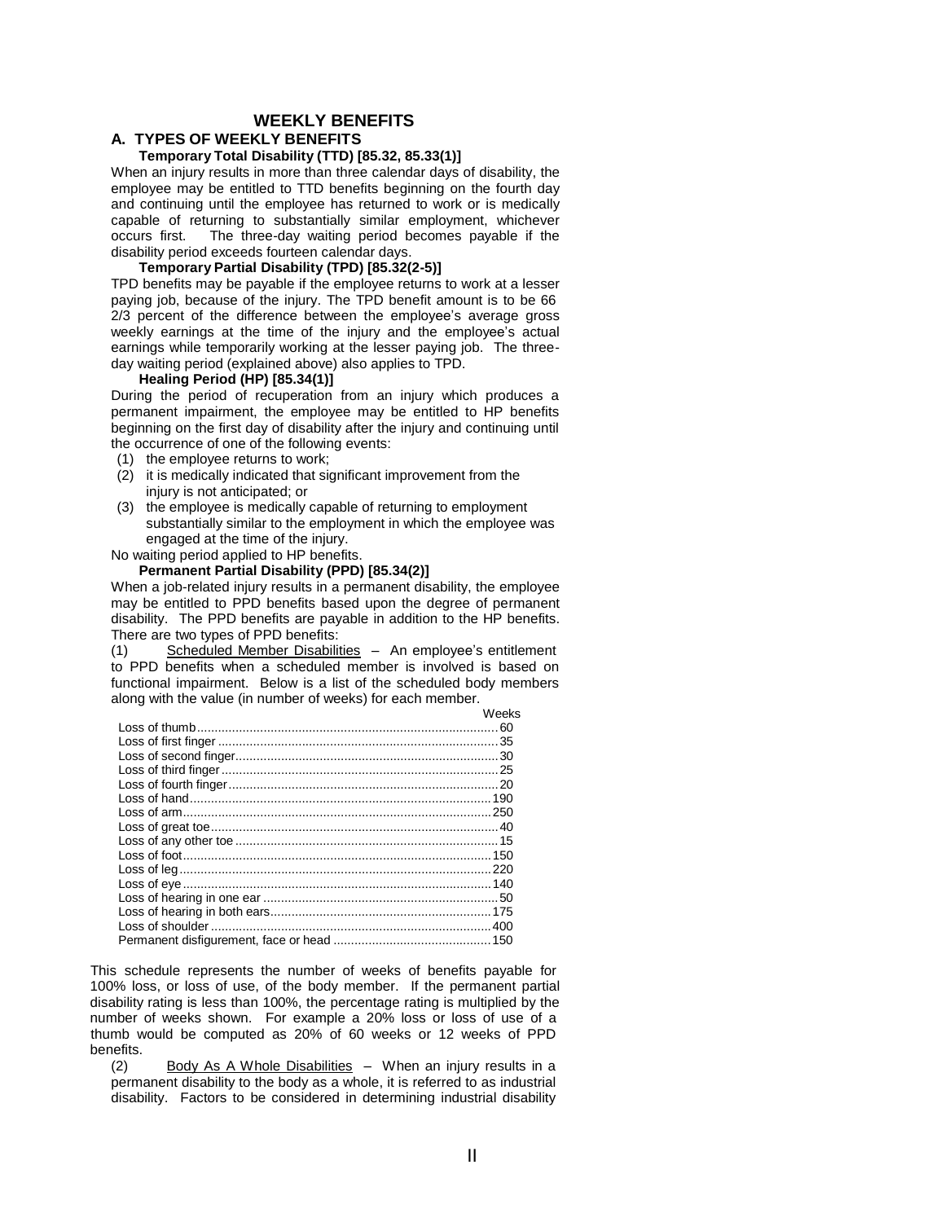# WEEKLY BENEFITS

## A. TYPES OF WEEKLY BENEFITS

### Temporary Total Disability (TTD) [85.32, 85.33(1)]

When an injury results in more than three calendar days of disability, the employee may be entitled to TTD benefits beginning on the fourth day and continuing until the employee has returned to work or is medically capable of returning to substantially similar employment, whichever occurs first. The three-day waiting period becomes payable if the disability period exceeds fourteen calendar days.

### Temporary Partial Disability (TPD) [85.32(2-5)]

TPD benefits may be payable if the employee returns to work at a lesser paying job, because of the injury. The TPD benefit amount is to be 66 2/3 percent of the difference between the employee's average gross weekly earnings at the time of the injury and the employee's actual earnings while temporarily working at the lesser paying job. The three-day waiting period (explained above) also applies to TPD.

### Healing Period (HP) [85.34(1)]

During the period of recuperation from an injury which produces a permanent impairment, the employee may be entitled to HP benefits beginning on the first day of disability after the injury and continuing until the occurrence of one of the following events:

1. the employee returns to work;
2. it is medically indicated that significant improvement from the injury is not anticipated; or
3. the employee is medically capable of returning to employment substantially similar to the employment in which the employee was engaged at the time of the injury.

No waiting period applied to HP benefits.

### Permanent Partial Disability (PPD) [85.34(2)]

When a job-related injury results in a permanent disability, the employee may be entitled to PPD benefits based upon the degree of permanent disability. The PPD benefits are payable in addition to the HP benefits. There are two types of PPD benefits:

(1) Scheduled Member Disabilities – An employee's entitlement to PPD benefits when a scheduled member is involved is based on functional impairment. Below is a list of the scheduled body members along with the value (in number of weeks) for each member.

| | Weeks |
|---|---|
| Loss of thumb | 60 |
| Loss of first finger | 35 |
| Loss of second finger | 30 |
| Loss of third finger | 25 |
| Loss of fourth finger | 20 |
| Loss of hand | 190 |
| Loss of arm | 250 |
| Loss of great toe | 40 |
| Loss of any other toe | 15 |
| Loss of foot | 150 |
| Loss of leg | 220 |
| Loss of eye | 140 |
| Loss of hearing in one ear | 50 |
| Loss of hearing in both ears | 175 |
| Loss of shoulder | 400 |
| Permanent disfigurement, face or head | 150 |

This schedule represents the number of weeks of benefits payable for 100% loss, or loss of use, of the body member. If the permanent partial disability rating is less than 100%, the percentage rating is multiplied by the number of weeks shown. For example a 20% loss or loss of use of a thumb would be computed as 20% of 60 weeks or 12 weeks of PPD benefits.

(2) Body As A Whole Disabilities – When an injury results in a permanent disability to the body as a whole, it is referred to as industrial disability. Factors to be considered in determining industrial disability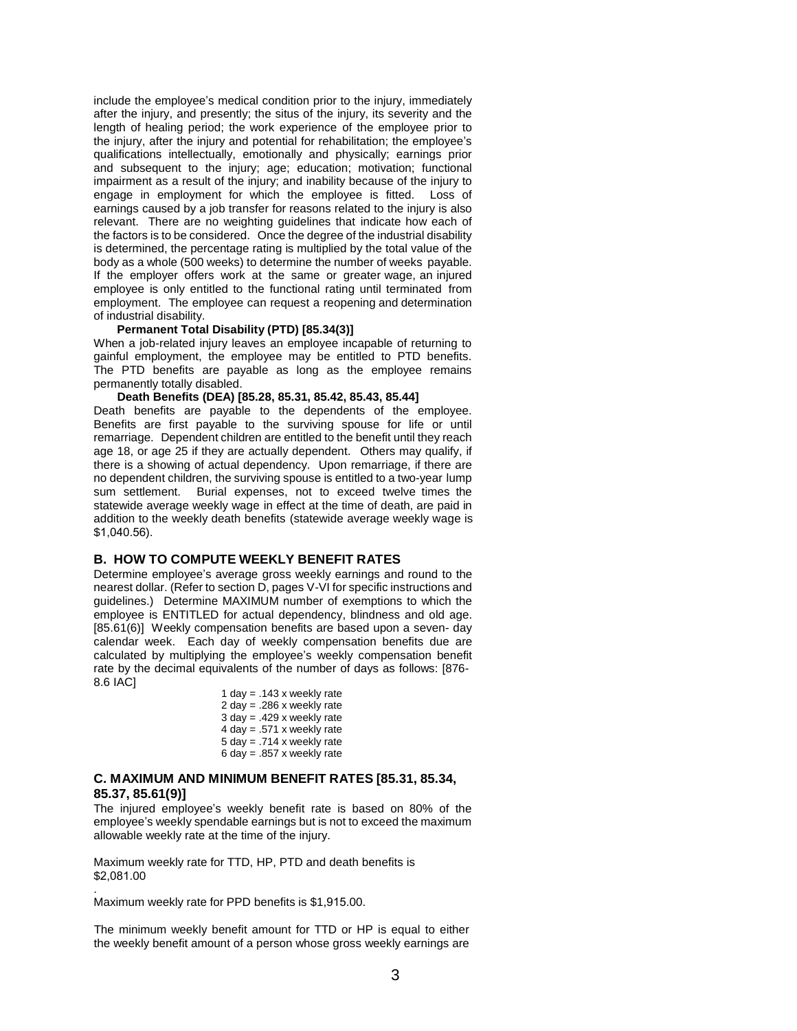include the employee's medical condition prior to the injury, immediately after the injury, and presently; the situs of the injury, its severity and the length of healing period; the work experience of the employee prior to the injury, after the injury and potential for rehabilitation; the employee's qualifications intellectually, emotionally and physically; earnings prior and subsequent to the injury; age; education; motivation; functional impairment as a result of the injury; and inability because of the injury to engage in employment for which the employee is fitted. Loss of earnings caused by a job transfer for reasons related to the injury is also relevant. There are no weighting guidelines that indicate how each of the factors is to be considered. Once the degree of the industrial disability is determined, the percentage rating is multiplied by the total value of the body as a whole (500 weeks) to determine the number of weeks payable. If the employer offers work at the same or greater wage, an injured employee is only entitled to the functional rating until terminated from employment. The employee can request a reopening and determination of industrial disability.

**Permanent Total Disability (PTD) [85.34(3)]**

When a job-related injury leaves an employee incapable of returning to gainful employment, the employee may be entitled to PTD benefits. The PTD benefits are payable as long as the employee remains permanently totally disabled.

**Death Benefits (DEA) [85.28, 85.31, 85.42, 85.43, 85.44]**

Death benefits are payable to the dependents of the employee. Benefits are first payable to the surviving spouse for life or until remarriage. Dependent children are entitled to the benefit until they reach age 18, or age 25 if they are actually dependent. Others may qualify, if there is a showing of actual dependency. Upon remarriage, if there are no dependent children, the surviving spouse is entitled to a two-year lump sum settlement. Burial expenses, not to exceed twelve times the statewide average weekly wage in effect at the time of death, are paid in addition to the weekly death benefits (statewide average weekly wage is $1,040.56).

## B. HOW TO COMPUTE WEEKLY BENEFIT RATES

Determine employee's average gross weekly earnings and round to the nearest dollar. (Refer to section D, pages V-VI for specific instructions and guidelines.) Determine MAXIMUM number of exemptions to which the employee is ENTITLED for actual dependency, blindness and old age. [85.61(6)] Weekly compensation benefits are based upon a seven- day calendar week. Each day of weekly compensation benefits due are calculated by multiplying the employee's weekly compensation benefit rate by the decimal equivalents of the number of days as follows: [876-8.6 IAC]

1 day = .143 x weekly rate
2 day = .286 x weekly rate
3 day = .429 x weekly rate
4 day = .571 x weekly rate
5 day = .714 x weekly rate
6 day = .857 x weekly rate

## C. MAXIMUM AND MINIMUM BENEFIT RATES [85.31, 85.34, 85.37, 85.61(9)]

The injured employee's weekly benefit rate is based on 80% of the employee's weekly spendable earnings but is not to exceed the maximum allowable weekly rate at the time of the injury.

Maximum weekly rate for TTD, HP, PTD and death benefits is $2,081.00

Maximum weekly rate for PPD benefits is $1,915.00.

The minimum weekly benefit amount for TTD or HP is equal to either the weekly benefit amount of a person whose gross weekly earnings are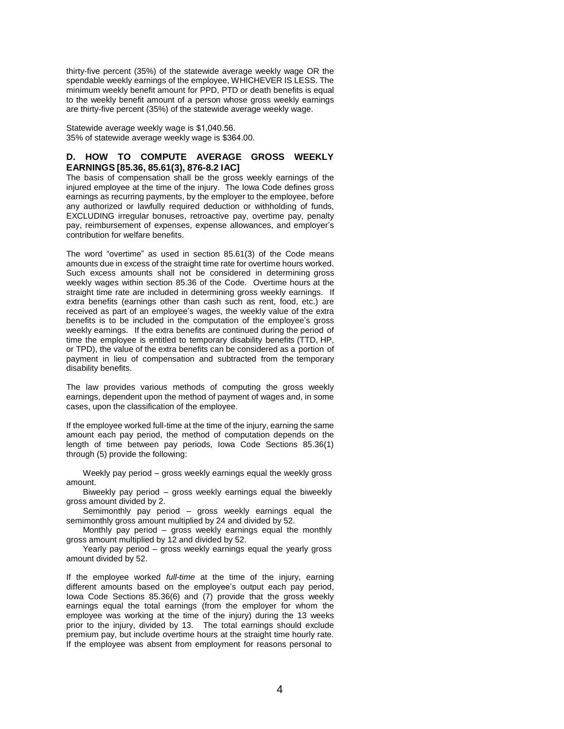thirty-five percent (35%) of the statewide average weekly wage OR the spendable weekly earnings of the employee, WHICHEVER IS LESS. The minimum weekly benefit amount for PPD, PTD or death benefits is equal to the weekly benefit amount of a person whose gross weekly earnings are thirty-five percent (35%) of the statewide average weekly wage.

Statewide average weekly wage is $1,040.56.
35% of statewide average weekly wage is $364.00.

### D. HOW TO COMPUTE AVERAGE GROSS WEEKLY EARNINGS [85.36, 85.61(3), 876-8.2 IAC]

The basis of compensation shall be the gross weekly earnings of the injured employee at the time of the injury. The Iowa Code defines gross earnings as recurring payments, by the employer to the employee, before any authorized or lawfully required deduction or withholding of funds, EXCLUDING irregular bonuses, retroactive pay, overtime pay, penalty pay, reimbursement of expenses, expense allowances, and employer's contribution for welfare benefits.

The word "overtime" as used in section 85.61(3) of the Code means amounts due in excess of the straight time rate for overtime hours worked. Such excess amounts shall not be considered in determining gross weekly wages within section 85.36 of the Code. Overtime hours at the straight time rate are included in determining gross weekly earnings. If extra benefits (earnings other than cash such as rent, food, etc.) are received as part of an employee's wages, the weekly value of the extra benefits is to be included in the computation of the employee's gross weekly earnings. If the extra benefits are continued during the period of time the employee is entitled to temporary disability benefits (TTD, HP, or TPD), the value of the extra benefits can be considered as a portion of payment in lieu of compensation and subtracted from the temporary disability benefits.

The law provides various methods of computing the gross weekly earnings, dependent upon the method of payment of wages and, in some cases, upon the classification of the employee.

If the employee worked full-time at the time of the injury, earning the same amount each pay period, the method of computation depends on the length of time between pay periods, Iowa Code Sections 85.36(1) through (5) provide the following:

Weekly pay period – gross weekly earnings equal the weekly gross amount.

Biweekly pay period – gross weekly earnings equal the biweekly gross amount divided by 2.

Semimonthly pay period – gross weekly earnings equal the semimonthly gross amount multiplied by 24 and divided by 52.

Monthly pay period – gross weekly earnings equal the monthly gross amount multiplied by 12 and divided by 52.

Yearly pay period – gross weekly earnings equal the yearly gross amount divided by 52.

If the employee worked *full-time* at the time of the injury, earning different amounts based on the employee's output each pay period, Iowa Code Sections 85.36(6) and (7) provide that the gross weekly earnings equal the total earnings (from the employer for whom the employee was working at the time of the injury) during the 13 weeks prior to the injury, divided by 13. The total earnings should exclude premium pay, but include overtime hours at the straight time hourly rate. If the employee was absent from employment for reasons personal to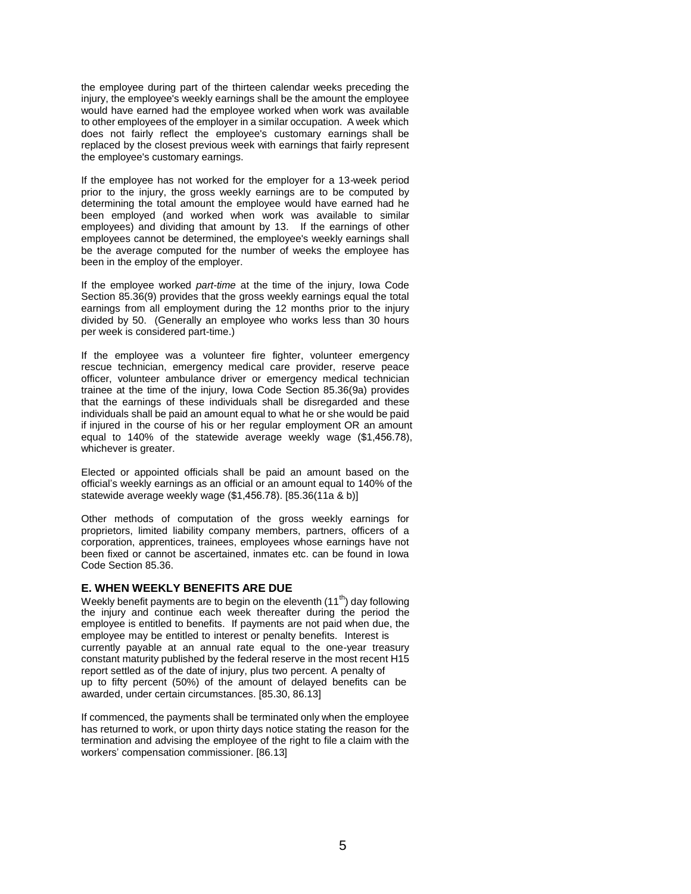the employee during part of the thirteen calendar weeks preceding the injury, the employee's weekly earnings shall be the amount the employee would have earned had the employee worked when work was available to other employees of the employer in a similar occupation. A week which does not fairly reflect the employee's customary earnings shall be replaced by the closest previous week with earnings that fairly represent the employee's customary earnings.

If the employee has not worked for the employer for a 13-week period prior to the injury, the gross weekly earnings are to be computed by determining the total amount the employee would have earned had he been employed (and worked when work was available to similar employees) and dividing that amount by 13. If the earnings of other employees cannot be determined, the employee's weekly earnings shall be the average computed for the number of weeks the employee has been in the employ of the employer.

If the employee worked *part-time* at the time of the injury, Iowa Code Section 85.36(9) provides that the gross weekly earnings equal the total earnings from all employment during the 12 months prior to the injury divided by 50. (Generally an employee who works less than 30 hours per week is considered part-time.)

If the employee was a volunteer fire fighter, volunteer emergency rescue technician, emergency medical care provider, reserve peace officer, volunteer ambulance driver or emergency medical technician trainee at the time of the injury, Iowa Code Section 85.36(9a) provides that the earnings of these individuals shall be disregarded and these individuals shall be paid an amount equal to what he or she would be paid if injured in the course of his or her regular employment OR an amount equal to 140% of the statewide average weekly wage ($1,456.78), whichever is greater.

Elected or appointed officials shall be paid an amount based on the official's weekly earnings as an official or an amount equal to 140% of the statewide average weekly wage ($1,456.78). [85.36(11a & b)]

Other methods of computation of the gross weekly earnings for proprietors, limited liability company members, partners, officers of a corporation, apprentices, trainees, employees whose earnings have not been fixed or cannot be ascertained, inmates etc. can be found in Iowa Code Section 85.36.

## E. WHEN WEEKLY BENEFITS ARE DUE

Weekly benefit payments are to begin on the eleventh (11th) day following the injury and continue each week thereafter during the period the employee is entitled to benefits. If payments are not paid when due, the employee may be entitled to interest or penalty benefits. Interest is currently payable at an annual rate equal to the one-year treasury constant maturity published by the federal reserve in the most recent H15 report settled as of the date of injury, plus two percent. A penalty of up to fifty percent (50%) of the amount of delayed benefits can be awarded, under certain circumstances. [85.30, 86.13]

If commenced, the payments shall be terminated only when the employee has returned to work, or upon thirty days notice stating the reason for the termination and advising the employee of the right to file a claim with the workers' compensation commissioner. [86.13]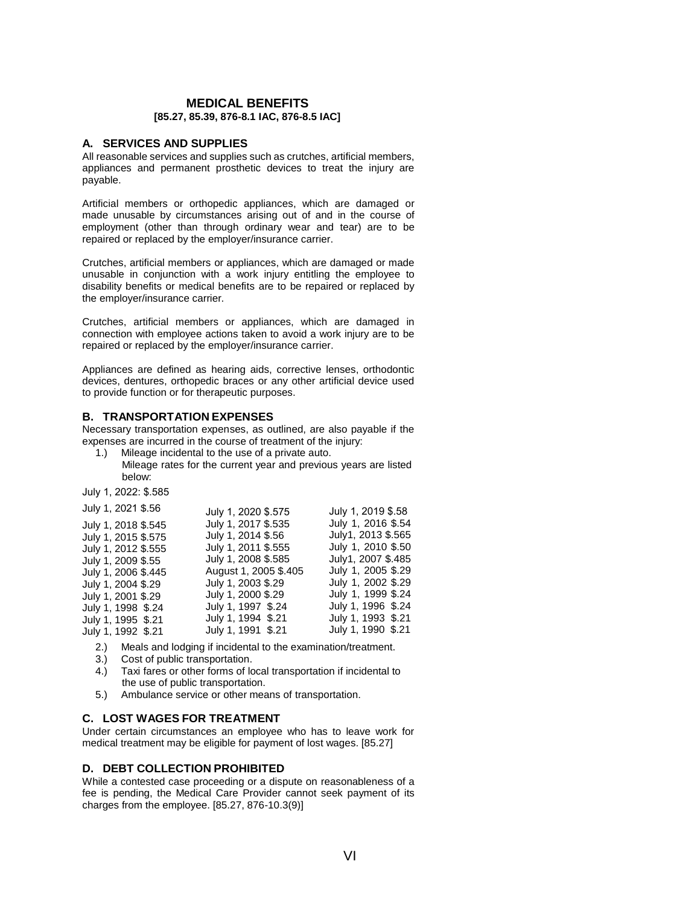# MEDICAL BENEFITS

**[85.27, 85.39, 876-8.1 IAC, 876-8.5 IAC]**

## A. SERVICES AND SUPPLIES

All reasonable services and supplies such as crutches, artificial members, appliances and permanent prosthetic devices to treat the injury are payable.

Artificial members or orthopedic appliances, which are damaged or made unusable by circumstances arising out of and in the course of employment (other than through ordinary wear and tear) are to be repaired or replaced by the employer/insurance carrier.

Crutches, artificial members or appliances, which are damaged or made unusable in conjunction with a work injury entitling the employee to disability benefits or medical benefits are to be repaired or replaced by the employer/insurance carrier.

Crutches, artificial members or appliances, which are damaged in connection with employee actions taken to avoid a work injury are to be repaired or replaced by the employer/insurance carrier.

Appliances are defined as hearing aids, corrective lenses, orthodontic devices, dentures, orthopedic braces or any other artificial device used to provide function or for therapeutic purposes.

## B. TRANSPORTATION EXPENSES

Necessary transportation expenses, as outlined, are also payable if the expenses are incurred in the course of treatment of the injury:

1.) Mileage incidental to the use of a private auto.
    Mileage rates for the current year and previous years are listed below:

July 1, 2022: $.585

| | | |
|---|---|---|
| July 1, 2021 $.56 | July 1, 2020 $.575 | July 1, 2019 $.58 |
| July 1, 2018 $.545 | July 1, 2017 $.535 | July 1, 2016 $.54 |
| July 1, 2015 $.575 | July 1, 2014 $.56 | July1, 2013 $.565 |
| July 1, 2012 $.555 | July 1, 2011 $.555 | July 1, 2010 $.50 |
| July 1, 2009 $.55 | July 1, 2008 $.585 | July1, 2007 $.485 |
| July 1, 2006 $.445 | August 1, 2005 $.405 | July 1, 2005 $.29 |
| July 1, 2004 $.29 | July 1, 2003 $.29 | July 1, 2002 $.29 |
| July 1, 2001 $.29 | July 1, 2000 $.29 | July 1, 1999 $.24 |
| July 1, 1998 $.24 | July 1, 1997 $.24 | July 1, 1996 $.24 |
| July 1, 1995 $.21 | July 1, 1994 $.21 | July 1, 1993 $.21 |
| July 1, 1992 $.21 | July 1, 1991 $.21 | July 1, 1990 $.21 |

2.) Meals and lodging if incidental to the examination/treatment.
3.) Cost of public transportation.
4.) Taxi fares or other forms of local transportation if incidental to the use of public transportation.
5.) Ambulance service or other means of transportation.

## C. LOST WAGES FOR TREATMENT

Under certain circumstances an employee who has to leave work for medical treatment may be eligible for payment of lost wages. [85.27]

## D. DEBT COLLECTION PROHIBITED

While a contested case proceeding or a dispute on reasonableness of a fee is pending, the Medical Care Provider cannot seek payment of its charges from the employee. [85.27, 876-10.3(9)]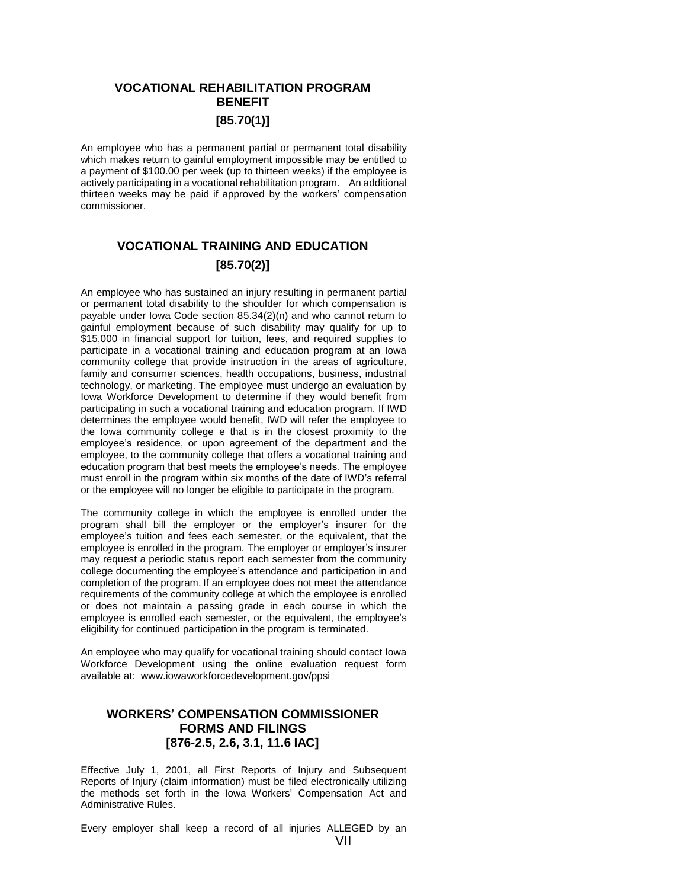## VOCATIONAL REHABILITATION PROGRAM BENEFIT

**[85.70(1)]**

An employee who has a permanent partial or permanent total disability which makes return to gainful employment impossible may be entitled to a payment of $100.00 per week (up to thirteen weeks) if the employee is actively participating in a vocational rehabilitation program. An additional thirteen weeks may be paid if approved by the workers' compensation commissioner.

## VOCATIONAL TRAINING AND EDUCATION

**[85.70(2)]**

An employee who has sustained an injury resulting in permanent partial or permanent total disability to the shoulder for which compensation is payable under Iowa Code section 85.34(2)(n) and who cannot return to gainful employment because of such disability may qualify for up to $15,000 in financial support for tuition, fees, and required supplies to participate in a vocational training and education program at an Iowa community college that provide instruction in the areas of agriculture, family and consumer sciences, health occupations, business, industrial technology, or marketing. The employee must undergo an evaluation by Iowa Workforce Development to determine if they would benefit from participating in such a vocational training and education program. If IWD determines the employee would benefit, IWD will refer the employee to the Iowa community college e that is in the closest proximity to the employee's residence, or upon agreement of the department and the employee, to the community college that offers a vocational training and education program that best meets the employee's needs. The employee must enroll in the program within six months of the date of IWD's referral or the employee will no longer be eligible to participate in the program.

The community college in which the employee is enrolled under the program shall bill the employer or the employer's insurer for the employee's tuition and fees each semester, or the equivalent, that the employee is enrolled in the program. The employer or employer's insurer may request a periodic status report each semester from the community college documenting the employee's attendance and participation in and completion of the program. If an employee does not meet the attendance requirements of the community college at which the employee is enrolled or does not maintain a passing grade in each course in which the employee is enrolled each semester, or the equivalent, the employee's eligibility for continued participation in the program is terminated.

An employee who may qualify for vocational training should contact Iowa Workforce Development using the online evaluation request form available at: www.iowaworkforcedevelopment.gov/ppsi

## WORKERS' COMPENSATION COMMISSIONER FORMS AND FILINGS

**[876-2.5, 2.6, 3.1, 11.6 IAC]**

Effective July 1, 2001, all First Reports of Injury and Subsequent Reports of Injury (claim information) must be filed electronically utilizing the methods set forth in the Iowa Workers' Compensation Act and Administrative Rules.

Every employer shall keep a record of all injuries ALLEGED by an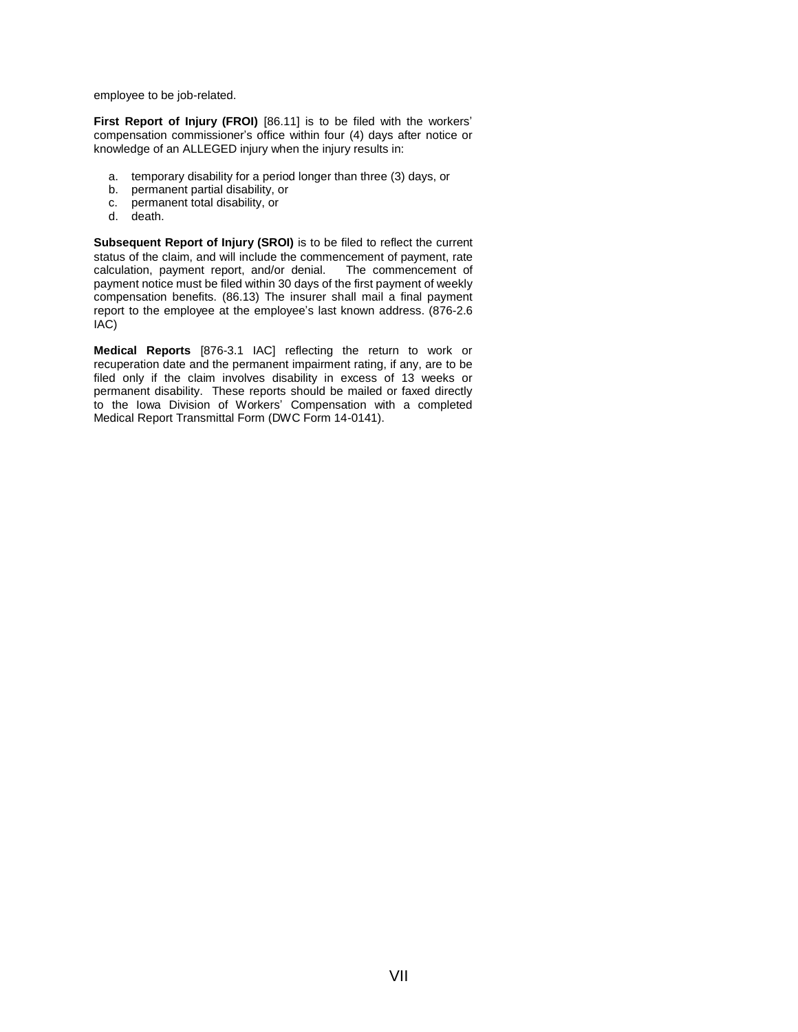employee to be job-related.

**First Report of Injury (FROI)** [86.11] is to be filed with the workers' compensation commissioner's office within four (4) days after notice or knowledge of an ALLEGED injury when the injury results in:

a. temporary disability for a period longer than three (3) days, or
b. permanent partial disability, or
c. permanent total disability, or
d. death.

**Subsequent Report of Injury (SROI)** is to be filed to reflect the current status of the claim, and will include the commencement of payment, rate calculation, payment report, and/or denial. The commencement of payment notice must be filed within 30 days of the first payment of weekly compensation benefits. (86.13) The insurer shall mail a final payment report to the employee at the employee's last known address. (876-2.6 IAC)

**Medical Reports** [876-3.1 IAC] reflecting the return to work or recuperation date and the permanent impairment rating, if any, are to be filed only if the claim involves disability in excess of 13 weeks or permanent disability. These reports should be mailed or faxed directly to the Iowa Division of Workers' Compensation with a completed Medical Report Transmittal Form (DWC Form 14-0141).